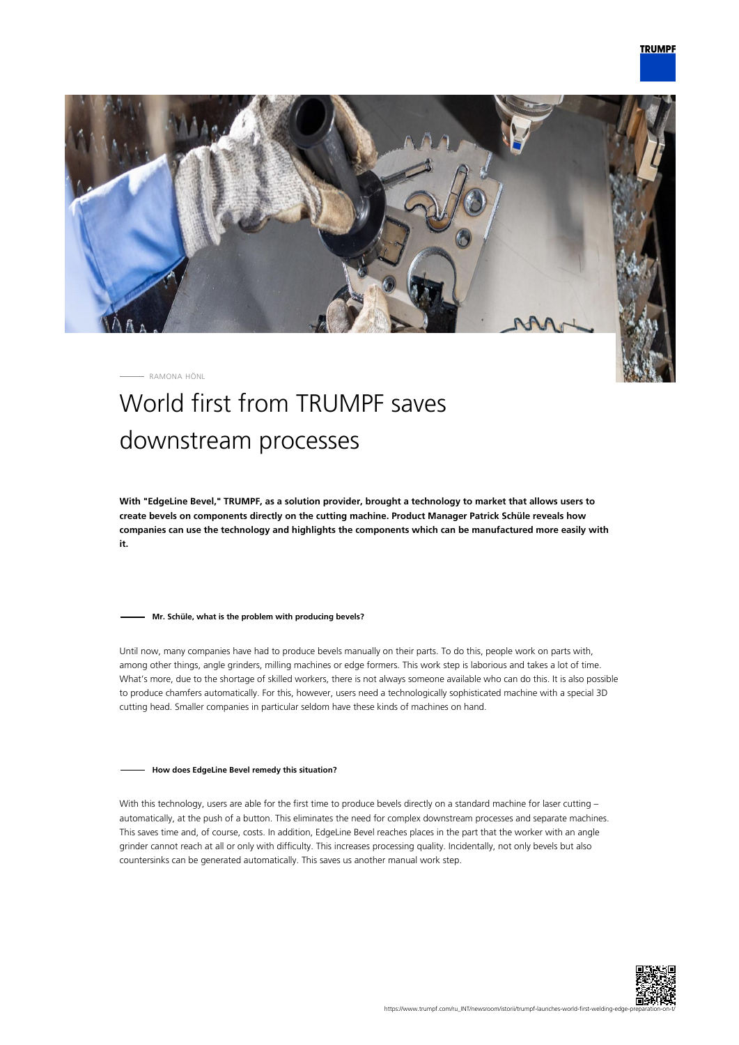RAMONA HÖNL

# World first from TRUMPF saves downstream processes

**With "EdgeLine Bevel," TRUMPF, as a solution provider, brought a technology to market that allows users to create bevels on components directly on the cutting machine. Product Manager Patrick Schüle reveals how companies can use the technology and highlights the components which can be manufactured more easily with it.**

#### Mr. Schüle, what is the problem with producing bevels?

Until now, many companies have had to produce bevels manually on their parts. To do this, people work on parts with, among other things, angle grinders, milling machines or edge formers. This work step is laborious and takes a lot of time. What's more, due to the shortage of skilled workers, there is not always someone available who can do this. It is also possible to produce chamfers automatically. For this, however, users need a technologically sophisticated machine with a special 3D cutting head. Smaller companies in particular seldom have these kinds of machines on hand.

#### How does EdgeLine Bevel remedy this situation?

With this technology, users are able for the first time to produce bevels directly on a standard machine for laser cutting – automatically, at the push of a button. This eliminates the need for complex downstream processes and separate machines. This saves time and, of course, costs. In addition, EdgeLine Bevel reaches places in the part that the worker with an angle grinder cannot reach at all or only with difficulty. This increases processing quality. Incidentally, not only bevels but also countersinks can be generated automatically. This saves us another manual work step.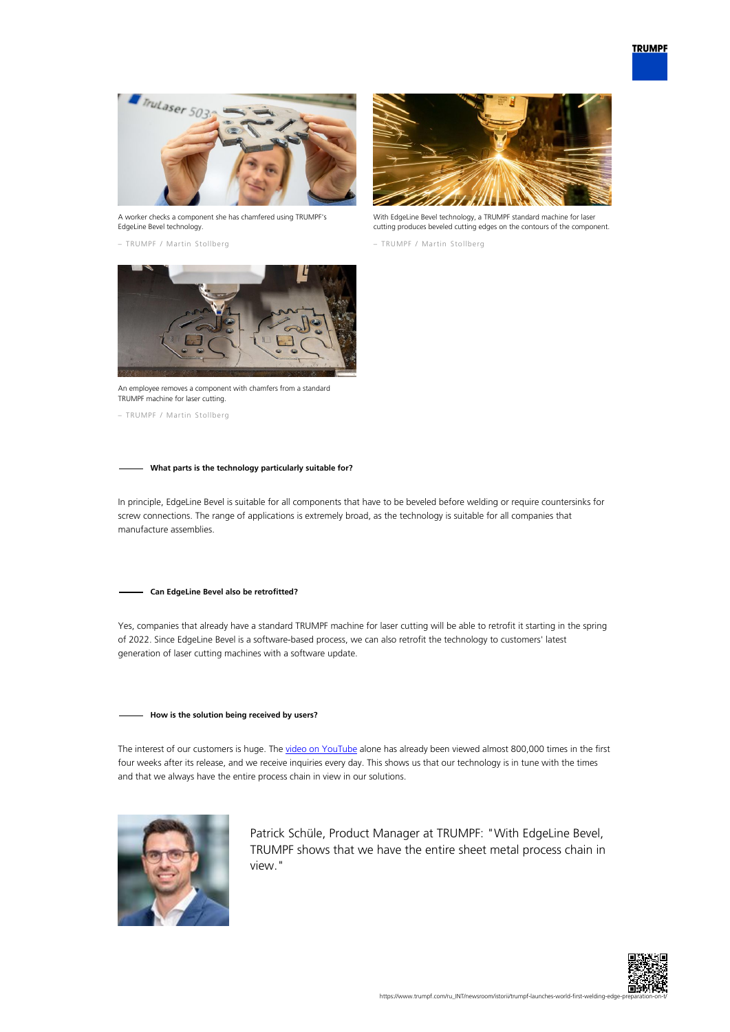A worker checks a component she has chamfered using TRUMPF's EdgeLine Bevel technology.

– TRUMPF / Martin Stollberg

With EdgeLine Bevel technology, a TRUMPF standard machine for laser cutting produces beveled cutting edges on the contours of the component.

– TRUMPF / Martin Stollberg

An employee removes a component with chamfers from a standard TRUMPF machine for laser cutting.

– TRUMPF / Martin Stollberg

**What parts is the technology particularly suitable for?**

In principle, EdgeLine Bevel is suitable for all components that have to be beveled before welding or require countersinks for screw connections. The range of applications is extremely broad, as the technology is suitable for all companies that manufacture assemblies.

**Can EdgeLine Bevel also be retrofitted?**

Yes, companies that already have a standard TRUMPF machine for laser cutting will be able to retrofit it starting in the spring of 2022. Since EdgeLine Bevel is a software-based process, we can also retrofit the technology to customers' latest generation of laser cutting machines with a software update.

**How is the solution being received by users?**

The interest of our customers is huge. The video on YouTube alone has already been viewed almost 800,000 times in the first four weeks after its release, and we receive inquiries every day. This shows us that our technology is in tune with the times and that we always have the entire process chain in view in our solutions.

Patrick Schüle, Product Manager at TRUMPF: "With EdgeLine Bevel, TRUMPF shows that we have the entire sheet metal process chain in view."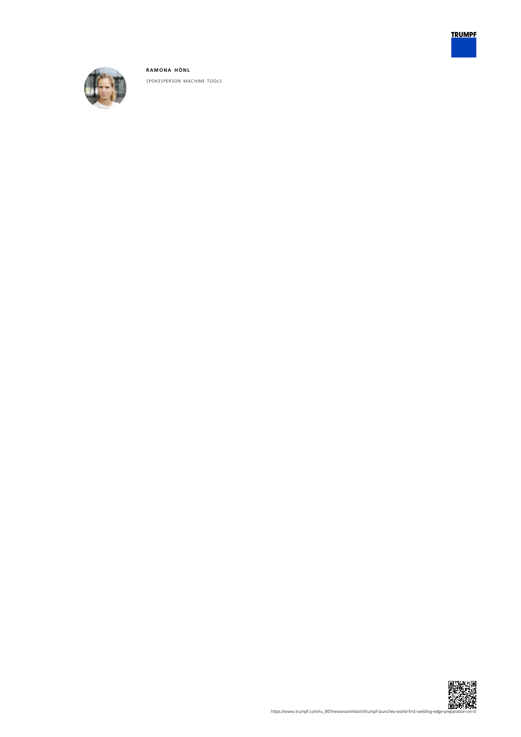**RAMONA HÖNL**

SPOKESPERSON MACHINE TOOLS

https://www.trumpf.com/ru_INT/newsroom/istorii/trumpf-launches-world-first-welding-edge-preparation-on-t/